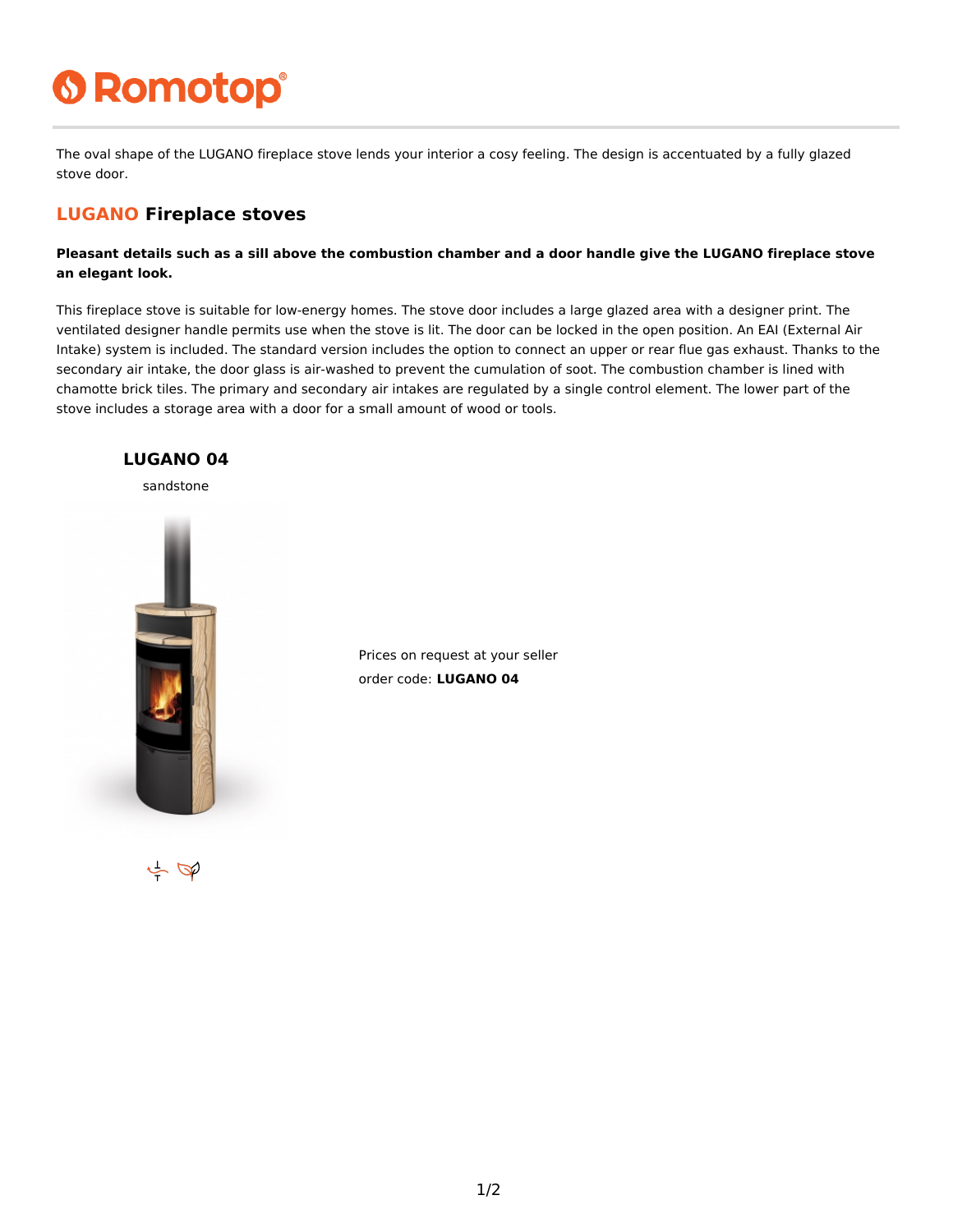# Romotop

The oval shape of the LUGANO fireplace stove lends your interior a cosy feeling. The design is accentuated by a fully glazed stove door.

## LUGANO Fireplace stoves

**Pleasant details such as a sill above the combustion chamber and a door handle give the LUGANO fireplace stove an elegant look.**

This fireplace stove is suitable for low-energy homes. The stove door includes a large glazed area with a designer print. The ventilated designer handle permits use when the stove is lit. The door can be locked in the open position. An EAI (External Air Intake) system is included. The standard version includes the option to connect an upper or rear flue gas exhaust. Thanks to the secondary air intake, the door glass is air-washed to prevent the cumulation of soot. The combustion chamber is lined with chamotte brick tiles. The primary and secondary air intakes are regulated by a single control element. The lower part of the stove includes a storage area with a door for a small amount of wood or tools.

### LUGANO 04

sandstone

Prices on request at your seller

order code: **LUGANO 04**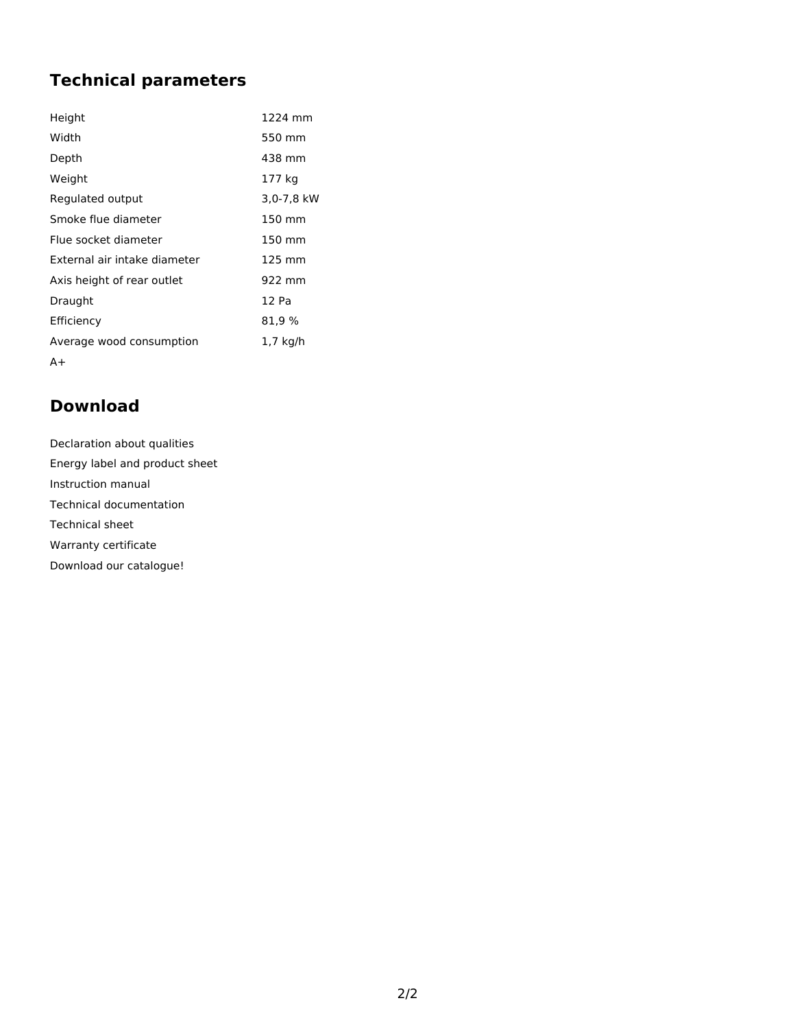## Technical parameters

| | |
|---|---|
| Height | 1224 mm |
| Width | 550 mm |
| Depth | 438 mm |
| Weight | 177 kg |
| Regulated output | 3,0-7,8 kW |
| Smoke flue diameter | 150 mm |
| Flue socket diameter | 150 mm |
| External air intake diameter | 125 mm |
| Axis height of rear outlet | 922 mm |
| Draught | 12 Pa |
| Efficiency | 81,9 % |
| Average wood consumption | 1,7 kg/h |
| A+ | |

## Download

Declaration about qualities

Energy label and product sheet

Instruction manual

Technical documentation

Technical sheet

Warranty certificate

Download our catalogue!